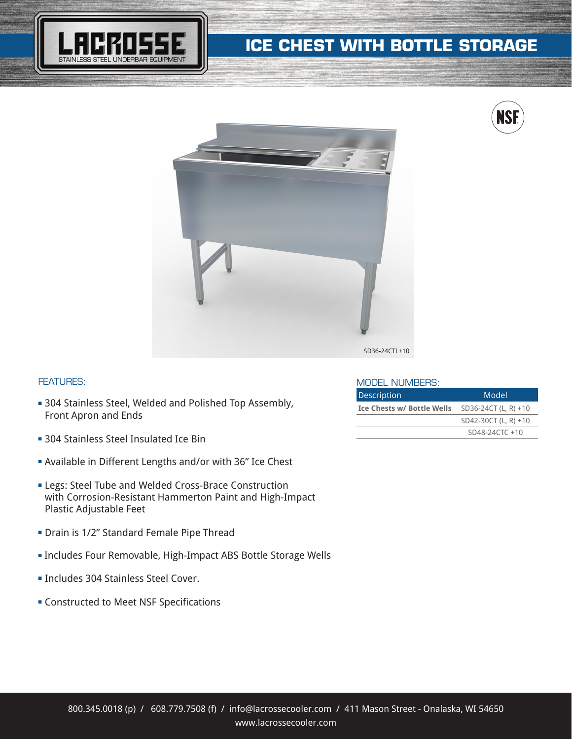LACROSSE
STAINLESS STEEL UNDERBAR EQUIPMENT

# ICE CHEST WITH BOTTLE STORAGE

SD36-24CTL+10

## FEATURES:

- 304 Stainless Steel, Welded and Polished Top Assembly, Front Apron and Ends
- 304 Stainless Steel Insulated Ice Bin
- Available in Different Lengths and/or with 36" Ice Chest
- Legs: Steel Tube and Welded Cross-Brace Construction with Corrosion-Resistant Hammerton Paint and High-Impact Plastic Adjustable Feet
- Drain is 1/2" Standard Female Pipe Thread
- Includes Four Removable, High-Impact ABS Bottle Storage Wells
- Includes 304 Stainless Steel Cover.
- Constructed to Meet NSF Specifications

## MODEL NUMBERS:

| Description | Model |
| --- | --- |
| **Ice Chests w/ Bottle Wells** | SD36-24CT (L, R) +10 |
| | SD42-30CT (L, R) +10 |
| | SD48-24CTC +10 |

800.345.0018 (p) / 608.779.7508 (f) / info@lacrossecooler.com / 411 Mason Street - Onalaska, WI 54650
www.lacrossecooler.com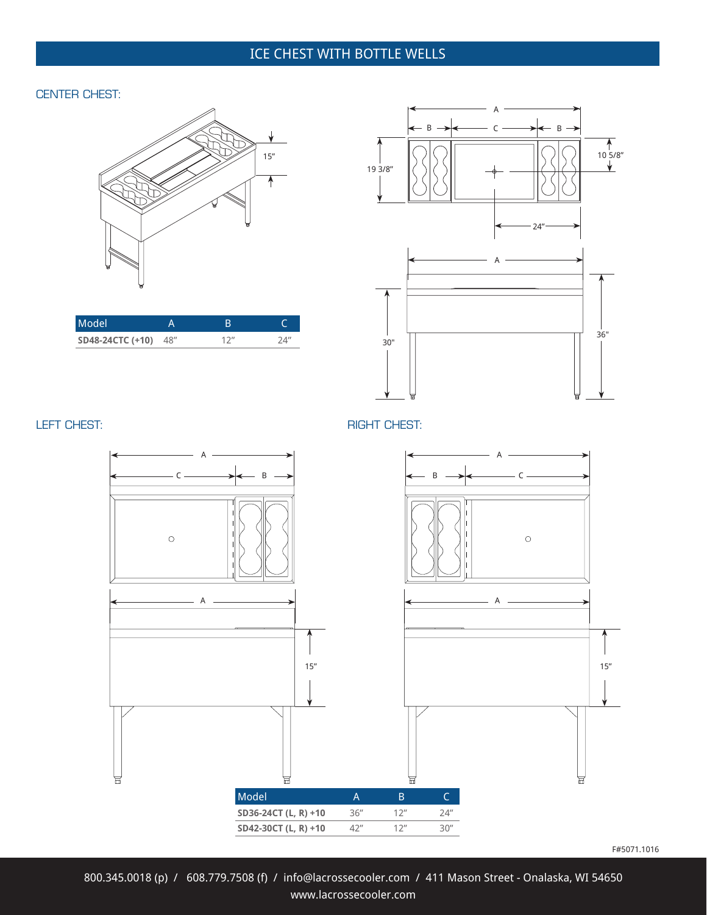# ICE CHEST WITH BOTTLE WELLS

## CENTER CHEST:

15"

A

B

C

B

19 3/8"

10 5/8"

24"

A

30"

36"

| Model | A | B | C |
|---|---|---|---|
| **SD48-24CTC (+10)** | 48" | 12" | 24" |

## LEFT CHEST:

A

C

B

A

15"

## RIGHT CHEST:

A

B

C

A

15"

| Model | A | B | C |
|---|---|---|---|
| **SD36-24CT (L, R) +10** | 36" | 12" | 24" |
| **SD42-30CT (L, R) +10** | 42" | 12" | 30" |

F#5071.1016

800.345.0018 (p) / 608.779.7508 (f) / info@lacrossecooler.com / 411 Mason Street - Onalaska, WI 54650
www.lacrossecooler.com